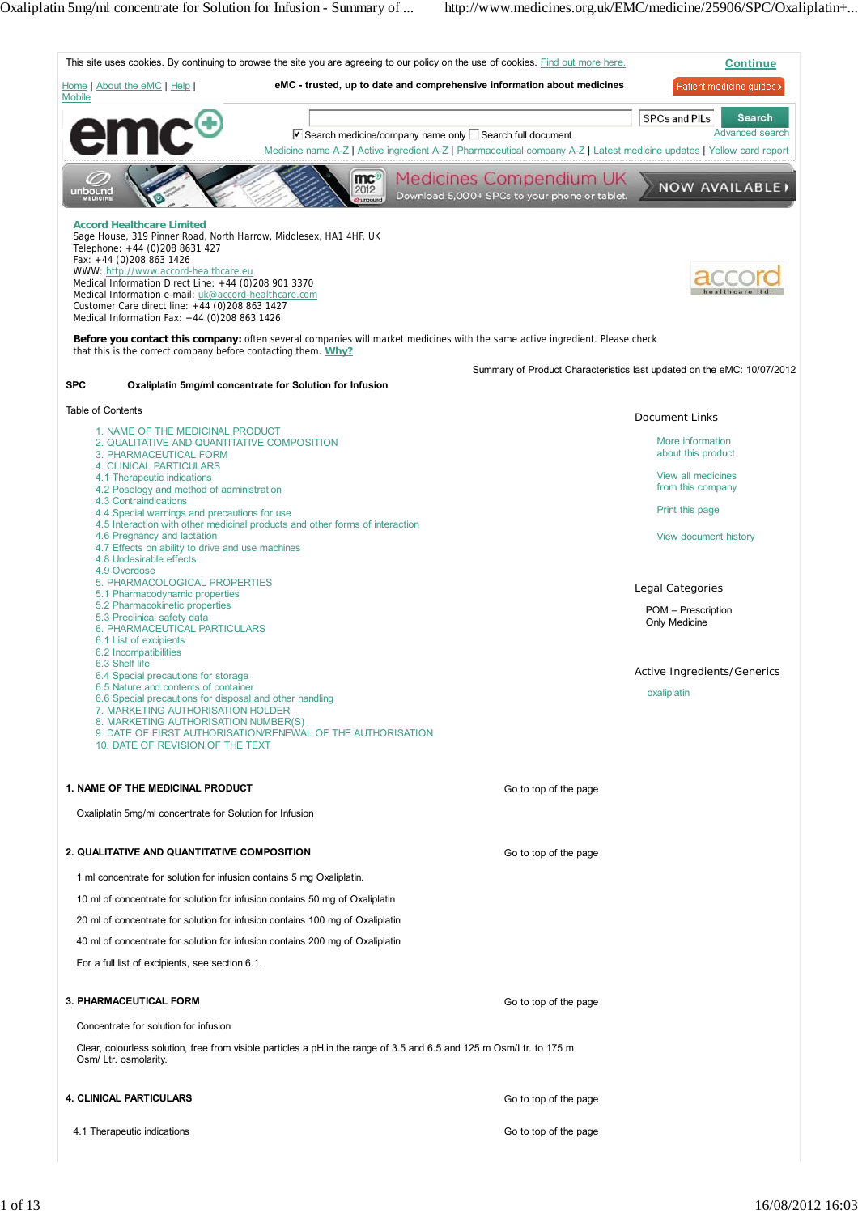This site uses cookies. By continuing to browse the site you are agreeing to our policy on the use of cookies. Find out more here. **Continue**

Home | About the eMC | Help | Mobile

**eMC - trusted, up to date and comprehensive information about medicines**

Patient medicine guides >

SPCs and PILs | Search | Advanced search

Search medicine/company name only | Search full document

Medicine name A-Z | Active ingredient A-Z | Pharmaceutical company A-Z | Latest medicine updates | Yellow card report

Medicines Compendium UK — Download 5,000+ SPCs to your phone or tablet. NOW AVAILABLE

**Accord Healthcare Limited**
Sage House, 319 Pinner Road, North Harrow, Middlesex, HA1 4HF, UK
Telephone: +44 (0)208 8631 427
Fax: +44 (0)208 863 1426
WWW: http://www.accord-healthcare.eu
Medical Information Direct Line: +44 (0)208 901 3370
Medical Information e-mail: uk@accord-healthcare.com
Customer Care direct line: +44 (0)208 863 1427
Medical Information Fax: +44 (0)208 863 1426

**Before you contact this company:** often several companies will market medicines with the same active ingredient. Please check that this is the correct company before contacting them. **Why?**

Summary of Product Characteristics last updated on the eMC: 10/07/2012

**SPC** **Oxaliplatin 5mg/ml concentrate for Solution for Infusion**

Table of Contents

- 1. NAME OF THE MEDICINAL PRODUCT
- 2. QUALITATIVE AND QUANTITATIVE COMPOSITION
- 3. PHARMACEUTICAL FORM
- 4. CLINICAL PARTICULARS
- 4.1 Therapeutic indications
- 4.2 Posology and method of administration
- 4.3 Contraindications
- 4.4 Special warnings and precautions for use
- 4.5 Interaction with other medicinal products and other forms of interaction
- 4.6 Pregnancy and lactation
- 4.7 Effects on ability to drive and use machines
- 4.8 Undesirable effects
- 4.9 Overdose
- 5. PHARMACOLOGICAL PROPERTIES
- 5.1 Pharmacodynamic properties
- 5.2 Pharmacokinetic properties
- 5.3 Preclinical safety data
- 6. PHARMACEUTICAL PARTICULARS
- 6.1 List of excipients
- 6.2 Incompatibilities
- 6.3 Shelf life
- 6.4 Special precautions for storage
- 6.5 Nature and contents of container
- 6.6 Special precautions for disposal and other handling
- 7. MARKETING AUTHORISATION HOLDER
- 8. MARKETING AUTHORISATION NUMBER(S)
- 9. DATE OF FIRST AUTHORISATION/RENEWAL OF THE AUTHORISATION
- 10. DATE OF REVISION OF THE TEXT

Document Links

- More information about this product
- View all medicines from this company
- Print this page
- View document history

Legal Categories

POM – Prescription Only Medicine

Active Ingredients/Generics

oxaliplatin

## 1. NAME OF THE MEDICINAL PRODUCT

Go to top of the page

Oxaliplatin 5mg/ml concentrate for Solution for Infusion

## 2. QUALITATIVE AND QUANTITATIVE COMPOSITION

Go to top of the page

1 ml concentrate for solution for infusion contains 5 mg Oxaliplatin.

10 ml of concentrate for solution for infusion contains 50 mg of Oxaliplatin

20 ml of concentrate for solution for infusion contains 100 mg of Oxaliplatin

40 ml of concentrate for solution for infusion contains 200 mg of Oxaliplatin

For a full list of excipients, see section 6.1.

## 3. PHARMACEUTICAL FORM

Go to top of the page

Concentrate for solution for infusion

Clear, colourless solution, free from visible particles a pH in the range of 3.5 and 6.5 and 125 m Osm/Ltr. to 175 m Osm/ Ltr. osmolarity.

## 4. CLINICAL PARTICULARS

Go to top of the page

### 4.1 Therapeutic indications

Go to top of the page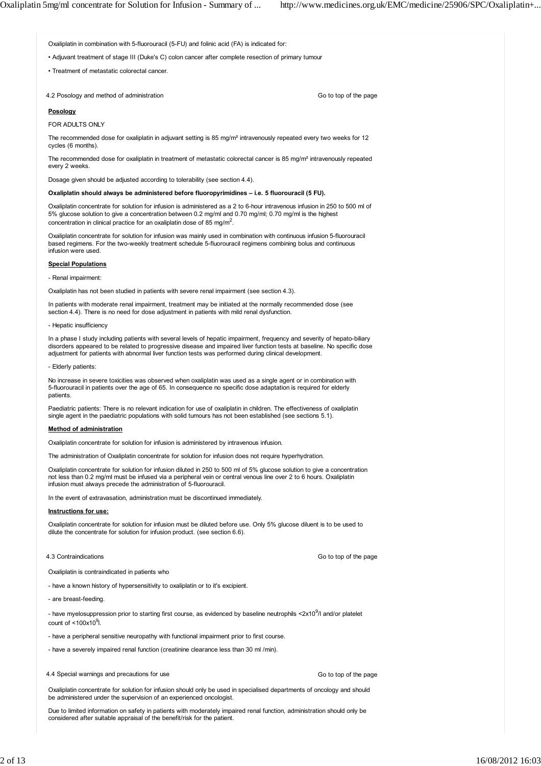Oxaliplatin in combination with 5-fluorouracil (5-FU) and folinic acid (FA) is indicated for:

- Adjuvant treatment of stage III (Duke's C) colon cancer after complete resection of primary tumour
- Treatment of metastatic colorectal cancer.

## 4.2 Posology and method of administration

**Posology**

FOR ADULTS ONLY

The recommended dose for oxaliplatin in adjuvant setting is 85 mg/m² intravenously repeated every two weeks for 12 cycles (6 months).

The recommended dose for oxaliplatin in treatment of metastatic colorectal cancer is 85 mg/m² intravenously repeated every 2 weeks.

Dosage given should be adjusted according to tolerability (see section 4.4).

**Oxaliplatin should always be administered before fluoropyrimidines – i.e. 5 fluorouracil (5 FU).**

Oxaliplatin concentrate for solution for infusion is administered as a 2 to 6-hour intravenous infusion in 250 to 500 ml of 5% glucose solution to give a concentration between 0.2 mg/ml and 0.70 mg/ml; 0.70 mg/ml is the highest concentration in clinical practice for an oxaliplatin dose of 85 mg/m$^2$.

Oxaliplatin concentrate for solution for infusion was mainly used in combination with continuous infusion 5-fluorouracil based regimens. For the two-weekly treatment schedule 5-fluorouracil regimens combining bolus and continuous infusion were used.

**Special Populations**

- Renal impairment:

Oxaliplatin has not been studied in patients with severe renal impairment (see section 4.3).

In patients with moderate renal impairment, treatment may be initiated at the normally recommended dose (see section 4.4). There is no need for dose adjustment in patients with mild renal dysfunction.

- Hepatic insufficiency

In a phase I study including patients with several levels of hepatic impairment, frequency and severity of hepato-biliary disorders appeared to be related to progressive disease and impaired liver function tests at baseline. No specific dose adjustment for patients with abnormal liver function tests was performed during clinical development.

- Elderly patients:

No increase in severe toxicities was observed when oxaliplatin was used as a single agent or in combination with 5-fluorouracil in patients over the age of 65. In consequence no specific dose adaptation is required for elderly patients.

Paediatric patients: There is no relevant indication for use of oxaliplatin in children. The effectiveness of oxaliplatin single agent in the paediatric populations with solid tumours has not been established (see sections 5.1).

**Method of administration**

Oxaliplatin concentrate for solution for infusion is administered by intravenous infusion.

The administration of Oxaliplatin concentrate for solution for infusion does not require hyperhydration.

Oxaliplatin concentrate for solution for infusion diluted in 250 to 500 ml of 5% glucose solution to give a concentration not less than 0.2 mg/ml must be infused via a peripheral vein or central venous line over 2 to 6 hours. Oxaliplatin infusion must always precede the administration of 5-fluorouracil.

In the event of extravasation, administration must be discontinued immediately.

**Instructions for use:**

Oxaliplatin concentrate for solution for infusion must be diluted before use. Only 5% glucose diluent is to be used to dilute the concentrate for solution for infusion product. (see section 6.6).

## 4.3 Contraindications

Oxaliplatin is contraindicated in patients who

- have a known history of hypersensitivity to oxaliplatin or to it's excipient.
- are breast-feeding.
- have myelosuppression prior to starting first course, as evidenced by baseline neutrophils $<2x10^9$/l and/or platelet count of $<100x10^9$l.
- have a peripheral sensitive neuropathy with functional impairment prior to first course.
- have a severely impaired renal function (creatinine clearance less than 30 ml /min).

## 4.4 Special warnings and precautions for use

Oxaliplatin concentrate for solution for infusion should only be used in specialised departments of oncology and should be administered under the supervision of an experienced oncologist.

Due to limited information on safety in patients with moderately impaired renal function, administration should only be considered after suitable appraisal of the benefit/risk for the patient.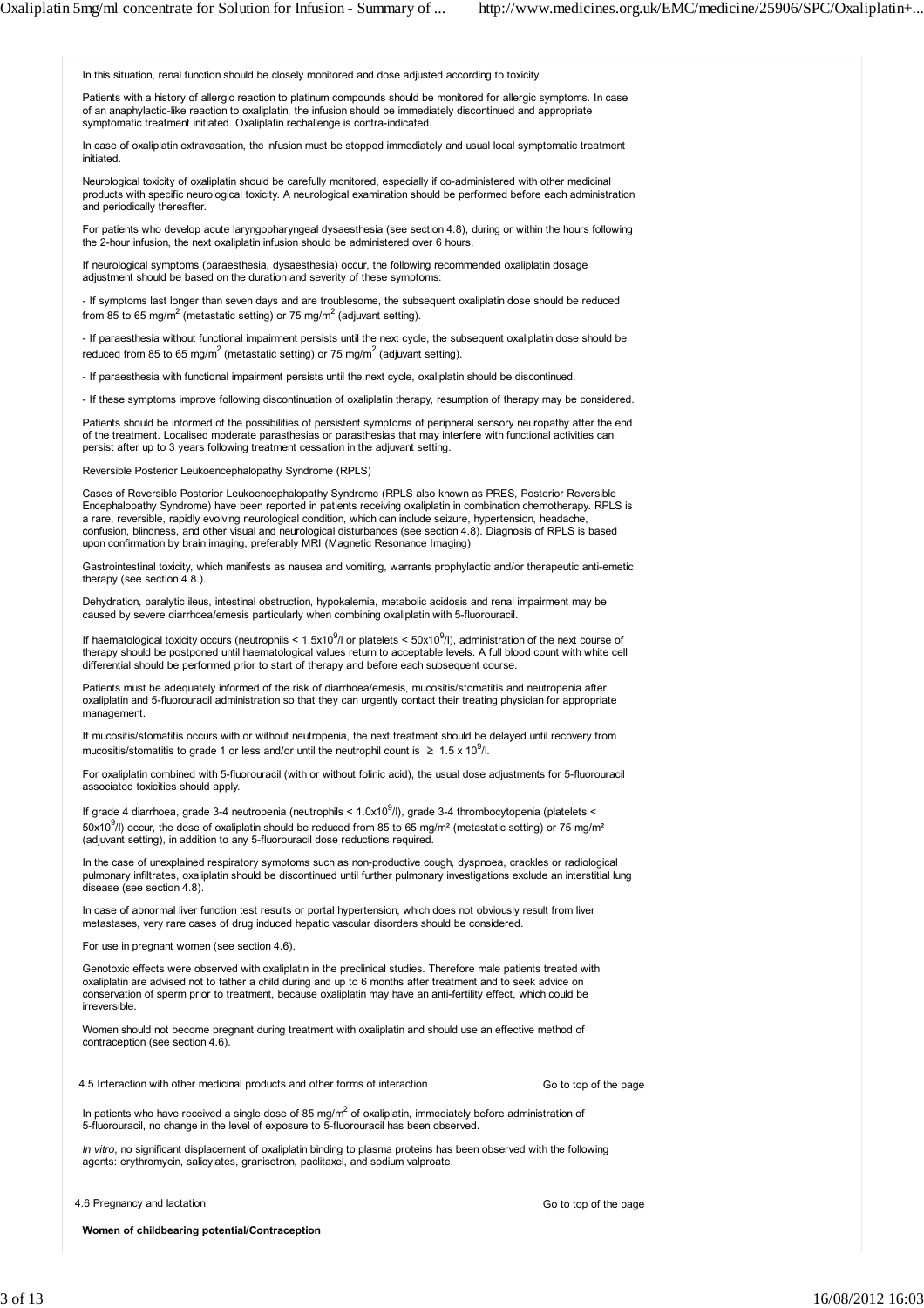In this situation, renal function should be closely monitored and dose adjusted according to toxicity.

Patients with a history of allergic reaction to platinum compounds should be monitored for allergic symptoms. In case of an anaphylactic-like reaction to oxaliplatin, the infusion should be immediately discontinued and appropriate symptomatic treatment initiated. Oxaliplatin rechallenge is contra-indicated.

In case of oxaliplatin extravasation, the infusion must be stopped immediately and usual local symptomatic treatment initiated.

Neurological toxicity of oxaliplatin should be carefully monitored, especially if co-administered with other medicinal products with specific neurological toxicity. A neurological examination should be performed before each administration and periodically thereafter.

For patients who develop acute laryngopharyngeal dysaesthesia (see section 4.8), during or within the hours following the 2-hour infusion, the next oxaliplatin infusion should be administered over 6 hours.

If neurological symptoms (paraesthesia, dysaesthesia) occur, the following recommended oxaliplatin dosage adjustment should be based on the duration and severity of these symptoms:

- If symptoms last longer than seven days and are troublesome, the subsequent oxaliplatin dose should be reduced from 85 to 65 mg/m$^2$ (metastatic setting) or 75 mg/m$^2$ (adjuvant setting).

- If paraesthesia without functional impairment persists until the next cycle, the subsequent oxaliplatin dose should be reduced from 85 to 65 mg/m$^2$ (metastatic setting) or 75 mg/m$^2$ (adjuvant setting).

- If paraesthesia with functional impairment persists until the next cycle, oxaliplatin should be discontinued.

- If these symptoms improve following discontinuation of oxaliplatin therapy, resumption of therapy may be considered.

Patients should be informed of the possibilities of persistent symptoms of peripheral sensory neuropathy after the end of the treatment. Localised moderate parasthesias or parasthesias that may interfere with functional activities can persist after up to 3 years following treatment cessation in the adjuvant setting.

Reversible Posterior Leukoencephalopathy Syndrome (RPLS)

Cases of Reversible Posterior Leukoencephalopathy Syndrome (RPLS also known as PRES, Posterior Reversible Encephalopathy Syndrome) have been reported in patients receiving oxaliplatin in combination chemotherapy. RPLS is a rare, reversible, rapidly evolving neurological condition, which can include seizure, hypertension, headache, confusion, blindness, and other visual and neurological disturbances (see section 4.8). Diagnosis of RPLS is based upon confirmation by brain imaging, preferably MRI (Magnetic Resonance Imaging)

Gastrointestinal toxicity, which manifests as nausea and vomiting, warrants prophylactic and/or therapeutic anti-emetic therapy (see section 4.8.).

Dehydration, paralytic ileus, intestinal obstruction, hypokalemia, metabolic acidosis and renal impairment may be caused by severe diarrhoea/emesis particularly when combining oxaliplatin with 5-fluorouracil.

If haematological toxicity occurs (neutrophils < 1.5x10$^9$/l or platelets < 50x10$^9$/l), administration of the next course of therapy should be postponed until haematological values return to acceptable levels. A full blood count with white cell differential should be performed prior to start of therapy and before each subsequent course.

Patients must be adequately informed of the risk of diarrhoea/emesis, mucositis/stomatitis and neutropenia after oxaliplatin and 5-fluorouracil administration so that they can urgently contact their treating physician for appropriate management.

If mucositis/stomatitis occurs with or without neutropenia, the next treatment should be delayed until recovery from mucositis/stomatitis to grade 1 or less and/or until the neutrophil count is $\geq$ 1.5 x 10$^9$/l.

For oxaliplatin combined with 5-fluorouracil (with or without folinic acid), the usual dose adjustments for 5-fluorouracil associated toxicities should apply.

If grade 4 diarrhoea, grade 3-4 neutropenia (neutrophils < 1.0x10$^9$/l), grade 3-4 thrombocytopenia (platelets < 50x10$^9$/l) occur, the dose of oxaliplatin should be reduced from 85 to 65 mg/m² (metastatic setting) or 75 mg/m² (adjuvant setting), in addition to any 5-fluorouracil dose reductions required.

In the case of unexplained respiratory symptoms such as non-productive cough, dyspnoea, crackles or radiological pulmonary infiltrates, oxaliplatin should be discontinued until further pulmonary investigations exclude an interstitial lung disease (see section 4.8).

In case of abnormal liver function test results or portal hypertension, which does not obviously result from liver metastases, very rare cases of drug induced hepatic vascular disorders should be considered.

For use in pregnant women (see section 4.6).

Genotoxic effects were observed with oxaliplatin in the preclinical studies. Therefore male patients treated with oxaliplatin are advised not to father a child during and up to 6 months after treatment and to seek advice on conservation of sperm prior to treatment, because oxaliplatin may have an anti-fertility effect, which could be irreversible.

Women should not become pregnant during treatment with oxaliplatin and should use an effective method of contraception (see section 4.6).

## 4.5 Interaction with other medicinal products and other forms of interaction

Go to top of the page

In patients who have received a single dose of 85 mg/m$^2$ of oxaliplatin, immediately before administration of 5-fluorouracil, no change in the level of exposure to 5-fluorouracil has been observed.

*In vitro*, no significant displacement of oxaliplatin binding to plasma proteins has been observed with the following agents: erythromycin, salicylates, granisetron, paclitaxel, and sodium valproate.

## 4.6 Pregnancy and lactation

Go to top of the page

**Women of childbearing potential/Contraception**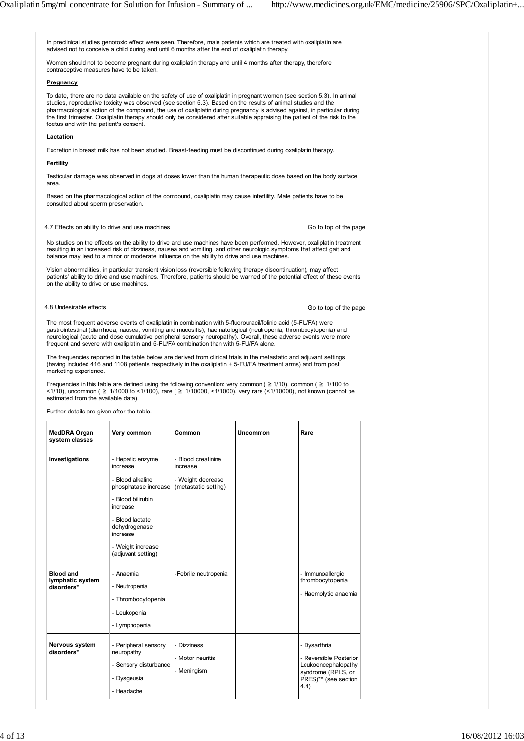In preclinical studies genotoxic effect were seen. Therefore, male patients which are treated with oxaliplatin are advised not to conceive a child during and until 6 months after the end of oxaliplatin therapy.

Women should not to become pregnant during oxaliplatin therapy and until 4 months after therapy, therefore contraceptive measures have to be taken.

**Pregnancy**

To date, there are no data available on the safety of use of oxaliplatin in pregnant women (see section 5.3). In animal studies, reproductive toxicity was observed (see section 5.3). Based on the results of animal studies and the pharmacological action of the compound, the use of oxaliplatin during pregnancy is advised against, in particular during the first trimester. Oxaliplatin therapy should only be considered after suitable appraising the patient of the risk to the foetus and with the patient's consent.

**Lactation**

Excretion in breast milk has not been studied. Breast-feeding must be discontinued during oxaliplatin therapy.

**Fertility**

Testicular damage was observed in dogs at doses lower than the human therapeutic dose based on the body surface area.

Based on the pharmacological action of the compound, oxaliplatin may cause infertility. Male patients have to be consulted about sperm preservation.

## 4.7 Effects on ability to drive and use machines

No studies on the effects on the ability to drive and use machines have been performed. However, oxaliplatin treatment resulting in an increased risk of dizziness, nausea and vomiting, and other neurologic symptoms that affect gait and balance may lead to a minor or moderate influence on the ability to drive and use machines.

Vision abnormalities, in particular transient vision loss (reversible following therapy discontinuation), may affect patients' ability to drive and use machines. Therefore, patients should be warned of the potential effect of these events on the ability to drive or use machines.

## 4.8 Undesirable effects

The most frequent adverse events of oxaliplatin in combination with 5-fluorouracil/folinic acid (5-FU/FA) were gastrointestinal (diarrhoea, nausea, vomiting and mucositis), haematological (neutropenia, thrombocytopenia) and neurological (acute and dose cumulative peripheral sensory neuropathy). Overall, these adverse events were more frequent and severe with oxaliplatin and 5-FU/FA combination than with 5-FU/FA alone.

The frequencies reported in the table below are derived from clinical trials in the metastatic and adjuvant settings (having included 416 and 1108 patients respectively in the oxaliplatin + 5-FU/FA treatment arms) and from post marketing experience.

Frequencies in this table are defined using the following convention: very common ( ≥ 1/10), common ( ≥ 1/100 to <1/10), uncommon ( ≥ 1/1000 to <1/100), rare ( ≥ 1/10000, <1/1000), very rare (<1/10000), not known (cannot be estimated from the available data).

Further details are given after the table.

| MedDRA Organ system classes | Very common | Common | Uncommon | Rare |
|---|---|---|---|---|
| **Investigations** | - Hepatic enzyme increase<br>- Blood alkaline phosphatase increase<br>- Blood bilirubin increase<br>- Blood lactate dehydrogenase increase<br>- Weight increase (adjuvant setting) | - Blood creatinine increase<br>- Weight decrease (metastatic setting) | | |
| **Blood and lymphatic system disorders*** | - Anaemia<br>- Neutropenia<br>- Thrombocytopenia<br>- Leukopenia<br>- Lymphopenia | -Febrile neutropenia | | - Immunoallergic thrombocytopenia<br>- Haemolytic anaemia |
| **Nervous system disorders*** | - Peripheral sensory neuropathy<br>- Sensory disturbance<br>- Dysgeusia<br>- Headache | - Dizziness<br>- Motor neuritis<br>- Meningism | | - Dysarthria<br>- Reversible Posterior Leukoencephalopathy syndrome (RPLS, or PRES)** (see section 4.4) |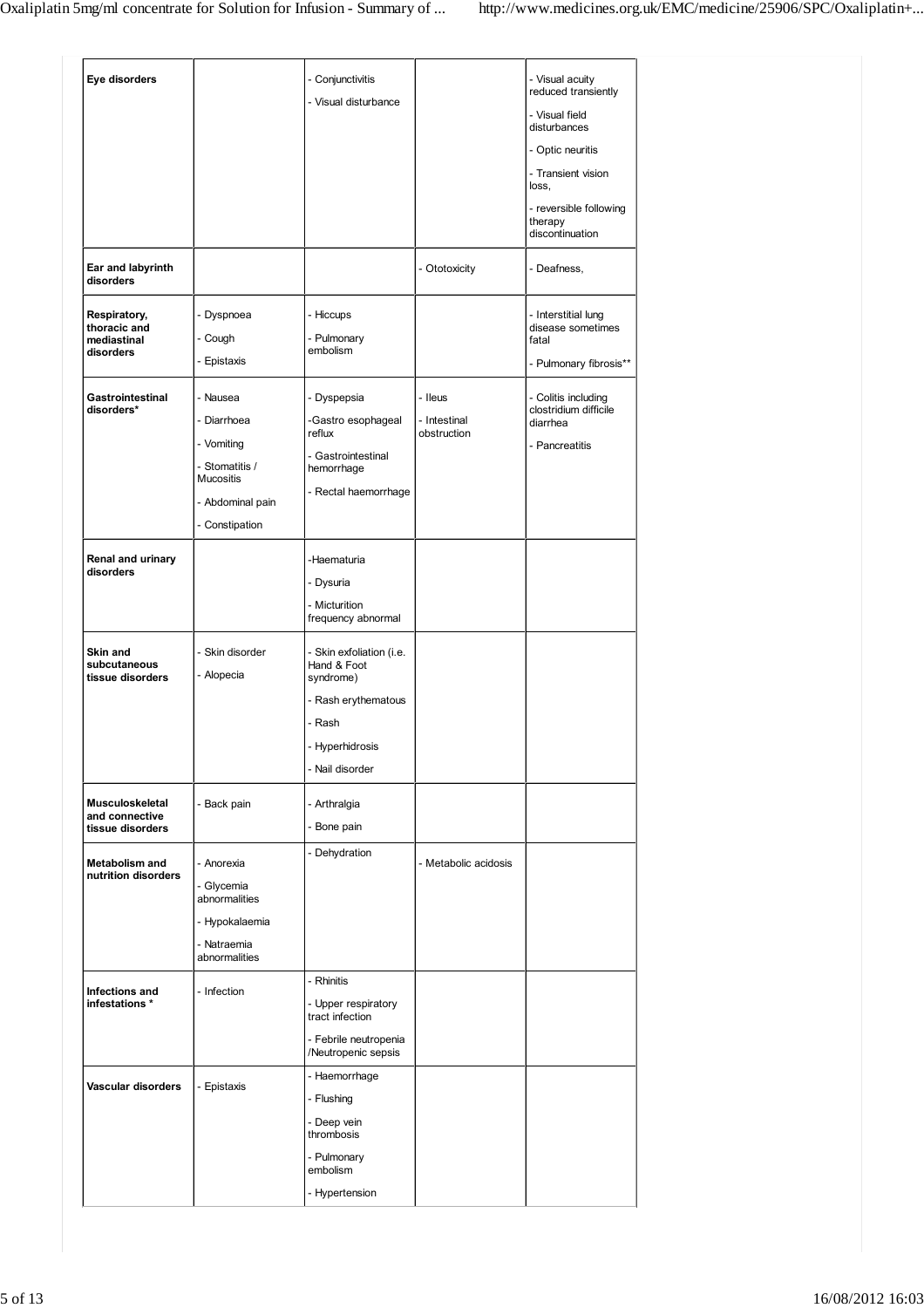| | | | | |
|---|---|---|---|---|
| **Eye disorders** | | - Conjunctivitis<br>- Visual disturbance | | - Visual acuity reduced transiently<br>- Visual field disturbances<br>- Optic neuritis<br>- Transient vision loss,<br>- reversible following therapy discontinuation |
| **Ear and labyrinth disorders** | | | - Ototoxicity | - Deafness, |
| **Respiratory, thoracic and mediastinal disorders** | - Dyspnoea<br>- Cough<br>- Epistaxis | - Hiccups<br>- Pulmonary embolism | | - Interstitial lung disease sometimes fatal<br>- Pulmonary fibrosis** |
| **Gastrointestinal disorders*** | - Nausea<br>- Diarrhoea<br>- Vomiting<br>- Stomatitis / Mucositis<br>- Abdominal pain<br>- Constipation | - Dyspepsia<br>-Gastro esophageal reflux<br>- Gastrointestinal hemorrhage<br>- Rectal haemorrhage | - Ileus<br>- Intestinal obstruction | - Colitis including clostridium difficile diarrhea<br>- Pancreatitis |
| **Renal and urinary disorders** | | -Haematuria<br>- Dysuria<br>- Micturition frequency abnormal | | |
| **Skin and subcutaneous tissue disorders** | - Skin disorder<br>- Alopecia | - Skin exfoliation (i.e. Hand & Foot syndrome)<br>- Rash erythematous<br>- Rash<br>- Hyperhidrosis<br>- Nail disorder | | |
| **Musculoskeletal and connective tissue disorders** | - Back pain | - Arthralgia<br>- Bone pain | | |
| **Metabolism and nutrition disorders** | - Anorexia<br>- Glycemia abnormalities<br>- Hypokalaemia<br>- Natraemia abnormalities | - Dehydration | - Metabolic acidosis | |
| **Infections and infestations *** | - Infection | - Rhinitis<br>- Upper respiratory tract infection<br>- Febrile neutropenia /Neutropenic sepsis | | |
| **Vascular disorders** | - Epistaxis | - Haemorrhage<br>- Flushing<br>- Deep vein thrombosis<br>- Pulmonary embolism<br>- Hypertension | | |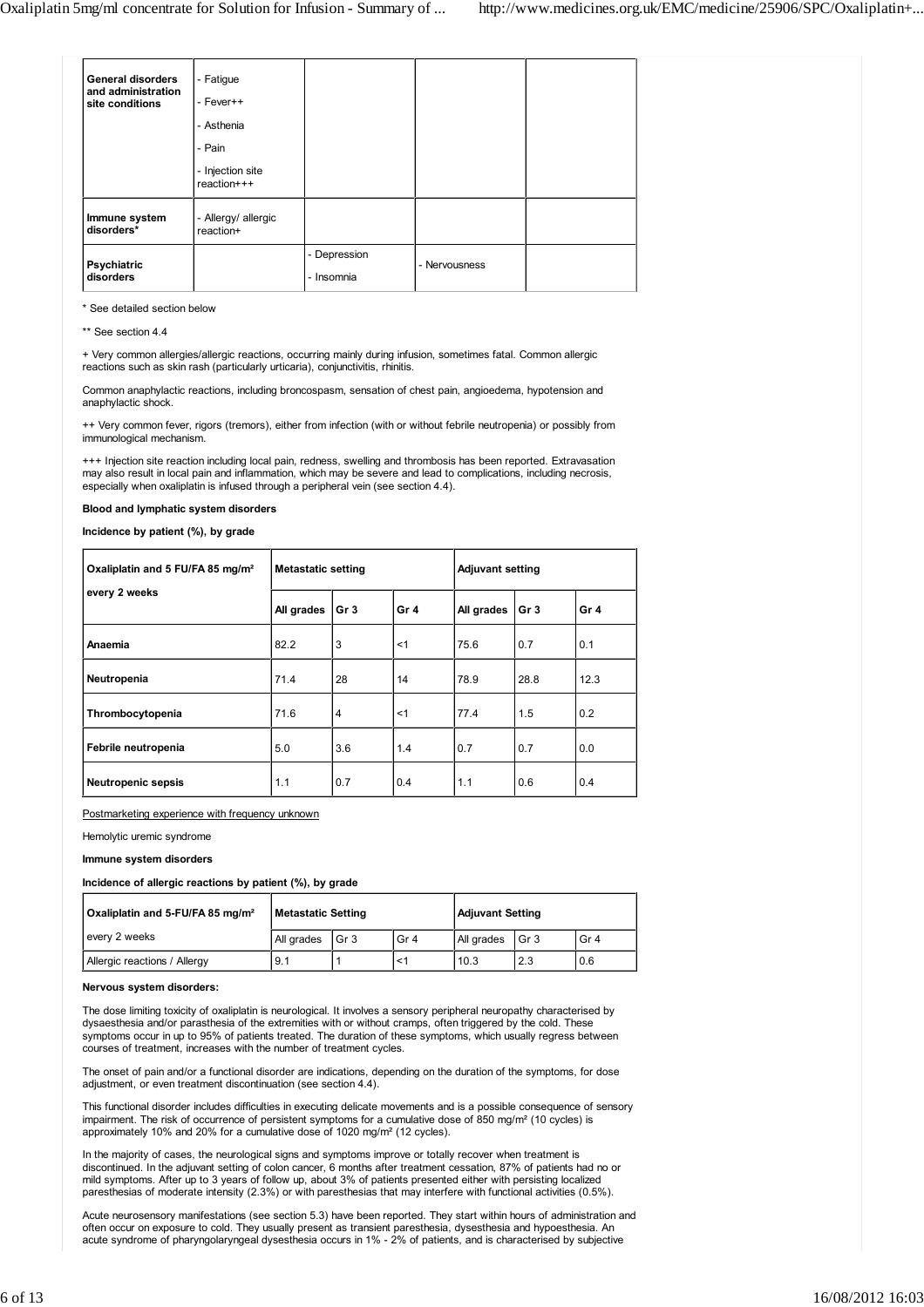| General disorders and administration site conditions | - Fatigue<br>- Fever++<br>- Asthenia<br>- Pain<br>- Injection site reaction+++ | | | |
|---|---|---|---|---|
| Immune system disorders* | - Allergy/ allergic reaction+ | | | |
| Psychiatric disorders | | - Depression<br>- Insomnia | - Nervousness | |

* See detailed section below

** See section 4.4

+ Very common allergies/allergic reactions, occurring mainly during infusion, sometimes fatal. Common allergic reactions such as skin rash (particularly urticaria), conjunctivitis, rhinitis.

Common anaphylactic reactions, including broncospasm, sensation of chest pain, angioedema, hypotension and anaphylactic shock.

++ Very common fever, rigors (tremors), either from infection (with or without febrile neutropenia) or possibly from immunological mechanism.

+++ Injection site reaction including local pain, redness, swelling and thrombosis has been reported. Extravasation may also result in local pain and inflammation, which may be severe and lead to complications, including necrosis, especially when oxaliplatin is infused through a peripheral vein (see section 4.4).

**Blood and lymphatic system disorders**

**Incidence by patient (%), by grade**

| Oxaliplatin and 5 FU/FA 85 mg/m² every 2 weeks | Metastatic setting | | | Adjuvant setting | | |
|---|---|---|---|---|---|---|
| | All grades | Gr 3 | Gr 4 | All grades | Gr 3 | Gr 4 |
| Anaemia | 82.2 | 3 | <1 | 75.6 | 0.7 | 0.1 |
| Neutropenia | 71.4 | 28 | 14 | 78.9 | 28.8 | 12.3 |
| Thrombocytopenia | 71.6 | 4 | <1 | 77.4 | 1.5 | 0.2 |
| Febrile neutropenia | 5.0 | 3.6 | 1.4 | 0.7 | 0.7 | 0.0 |
| Neutropenic sepsis | 1.1 | 0.7 | 0.4 | 1.1 | 0.6 | 0.4 |

Postmarketing experience with frequency unknown

Hemolytic uremic syndrome

**Immune system disorders**

**Incidence of allergic reactions by patient (%), by grade**

| Oxaliplatin and 5-FU/FA 85 mg/m² every 2 weeks | Metastatic Setting | | | Adjuvant Setting | | |
|---|---|---|---|---|---|---|
| | All grades | Gr 3 | Gr 4 | All grades | Gr 3 | Gr 4 |
| Allergic reactions / Allergy | 9.1 | 1 | <1 | 10.3 | 2.3 | 0.6 |

**Nervous system disorders:**

The dose limiting toxicity of oxaliplatin is neurological. It involves a sensory peripheral neuropathy characterised by dysaesthesia and/or parasthesia of the extremities with or without cramps, often triggered by the cold. These symptoms occur in up to 95% of patients treated. The duration of these symptoms, which usually regress between courses of treatment, increases with the number of treatment cycles.

The onset of pain and/or a functional disorder are indications, depending on the duration of the symptoms, for dose adjustment, or even treatment discontinuation (see section 4.4).

This functional disorder includes difficulties in executing delicate movements and is a possible consequence of sensory impairment. The risk of occurrence of persistent symptoms for a cumulative dose of 850 mg/m² (10 cycles) is approximately 10% and 20% for a cumulative dose of 1020 mg/m² (12 cycles).

In the majority of cases, the neurological signs and symptoms improve or totally recover when treatment is discontinued. In the adjuvant setting of colon cancer, 6 months after treatment cessation, 87% of patients had no or mild symptoms. After up to 3 years of follow up, about 3% of patients presented either with persisting localized paresthesias of moderate intensity (2.3%) or with paresthesias that may interfere with functional activities (0.5%).

Acute neurosensory manifestations (see section 5.3) have been reported. They start within hours of administration and often occur on exposure to cold. They usually present as transient paresthesia, dysesthesia and hypoesthesia. An acute syndrome of pharyngolaryngeal dysesthesia occurs in 1% - 2% of patients, and is characterised by subjective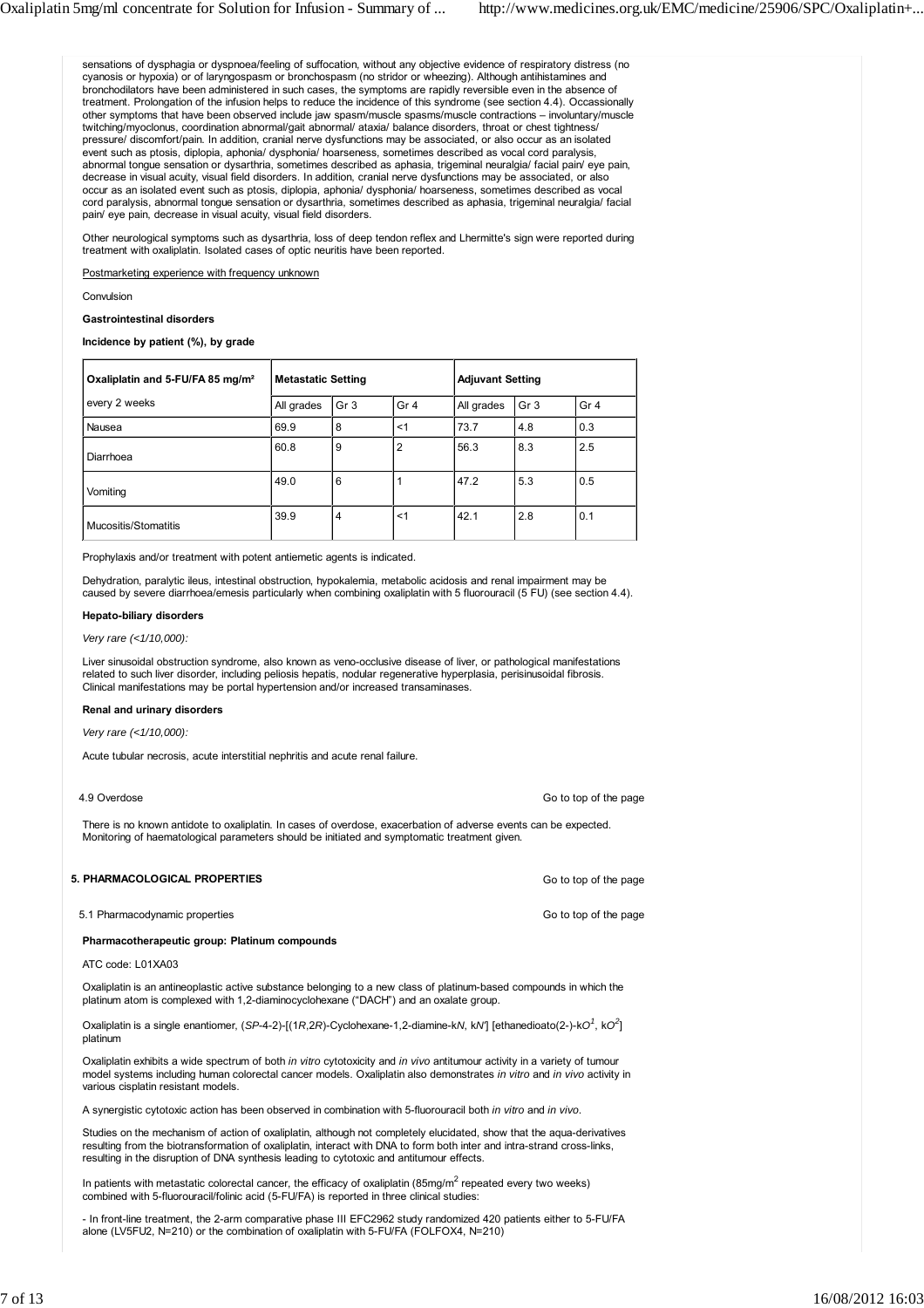sensations of dysphagia or dyspnoea/feeling of suffocation, without any objective evidence of respiratory distress (no cyanosis or hypoxia) or of laryngospasm or bronchospasm (no stridor or wheezing). Although antihistamines and bronchodilators have been administered in such cases, the symptoms are rapidly reversible even in the absence of treatment. Prolongation of the infusion helps to reduce the incidence of this syndrome (see section 4.4). Occassionally other symptoms that have been observed include jaw spasm/muscle spasms/muscle contractions – involuntary/muscle twitching/myoclonus, coordination abnormal/gait abnormal/ ataxia/ balance disorders, throat or chest tightness/ pressure/ discomfort/pain. In addition, cranial nerve dysfunctions may be associated, or also occur as an isolated event such as ptosis, diplopia, aphonia/ dysphonia/ hoarseness, sometimes described as vocal cord paralysis, abnormal tongue sensation or dysarthria, sometimes described as aphasia, trigeminal neuralgia/ facial pain/ eye pain, decrease in visual acuity, visual field disorders. In addition, cranial nerve dysfunctions may be associated, or also occur as an isolated event such as ptosis, diplopia, aphonia/ dysphonia/ hoarseness, sometimes described as vocal cord paralysis, abnormal tongue sensation or dysarthria, sometimes described as aphasia, trigeminal neuralgia/ facial pain/ eye pain, decrease in visual acuity, visual field disorders.

Other neurological symptoms such as dysarthria, loss of deep tendon reflex and Lhermitte's sign were reported during treatment with oxaliplatin. Isolated cases of optic neuritis have been reported.

Postmarketing experience with frequency unknown

Convulsion

**Gastrointestinal disorders**

**Incidence by patient (%), by grade**

| **Oxaliplatin and 5-FU/FA 85 mg/m²** | **Metastatic Setting** | | | **Adjuvant Setting** | | |
|---|---|---|---|---|---|---|
| every 2 weeks | All grades | Gr 3 | Gr 4 | All grades | Gr 3 | Gr 4 |
| Nausea | 69.9 | 8 | <1 | 73.7 | 4.8 | 0.3 |
| Diarrhoea | 60.8 | 9 | 2 | 56.3 | 8.3 | 2.5 |
| Vomiting | 49.0 | 6 | 1 | 47.2 | 5.3 | 0.5 |
| Mucositis/Stomatitis | 39.9 | 4 | <1 | 42.1 | 2.8 | 0.1 |

Prophylaxis and/or treatment with potent antiemetic agents is indicated.

Dehydration, paralytic ileus, intestinal obstruction, hypokalemia, metabolic acidosis and renal impairment may be caused by severe diarrhoea/emesis particularly when combining oxaliplatin with 5 fluorouracil (5 FU) (see section 4.4).

**Hepato-biliary disorders**

*Very rare (<1/10,000):*

Liver sinusoidal obstruction syndrome, also known as veno-occlusive disease of liver, or pathological manifestations related to such liver disorder, including peliosis hepatis, nodular regenerative hyperplasia, perisinusoidal fibrosis. Clinical manifestations may be portal hypertension and/or increased transaminases.

**Renal and urinary disorders**

*Very rare (<1/10,000):*

Acute tubular necrosis, acute interstitial nephritis and acute renal failure.

### 4.9 Overdose

There is no known antidote to oxaliplatin. In cases of overdose, exacerbation of adverse events can be expected. Monitoring of haematological parameters should be initiated and symptomatic treatment given.

## 5. PHARMACOLOGICAL PROPERTIES

### 5.1 Pharmacodynamic properties

**Pharmacotherapeutic group: Platinum compounds**

ATC code: L01XA03

Oxaliplatin is an antineoplastic active substance belonging to a new class of platinum-based compounds in which the platinum atom is complexed with 1,2-diaminocyclohexane ("DACH") and an oxalate group.

Oxaliplatin is a single enantiomer, (*SP*-4-2)-[(1*R*,2*R*)-Cyclohexane-1,2-diamine-k*N*, k*N'*] [ethanedioato(2-)-k$O^1$, k$O^2$] platinum

Oxaliplatin exhibits a wide spectrum of both *in vitro* cytotoxicity and *in vivo* antitumour activity in a variety of tumour model systems including human colorectal cancer models. Oxaliplatin also demonstrates *in vitro* and *in vivo* activity in various cisplatin resistant models.

A synergistic cytotoxic action has been observed in combination with 5-fluorouracil both *in vitro* and *in vivo*.

Studies on the mechanism of action of oxaliplatin, although not completely elucidated, show that the aqua-derivatives resulting from the biotransformation of oxaliplatin, interact with DNA to form both inter and intra-strand cross-links, resulting in the disruption of DNA synthesis leading to cytotoxic and antitumour effects.

In patients with metastatic colorectal cancer, the efficacy of oxaliplatin (85mg/$m^2$ repeated every two weeks) combined with 5-fluorouracil/folinic acid (5-FU/FA) is reported in three clinical studies:

- In front-line treatment, the 2-arm comparative phase III EFC2962 study randomized 420 patients either to 5-FU/FA alone (LV5FU2, N=210) or the combination of oxaliplatin with 5-FU/FA (FOLFOX4, N=210)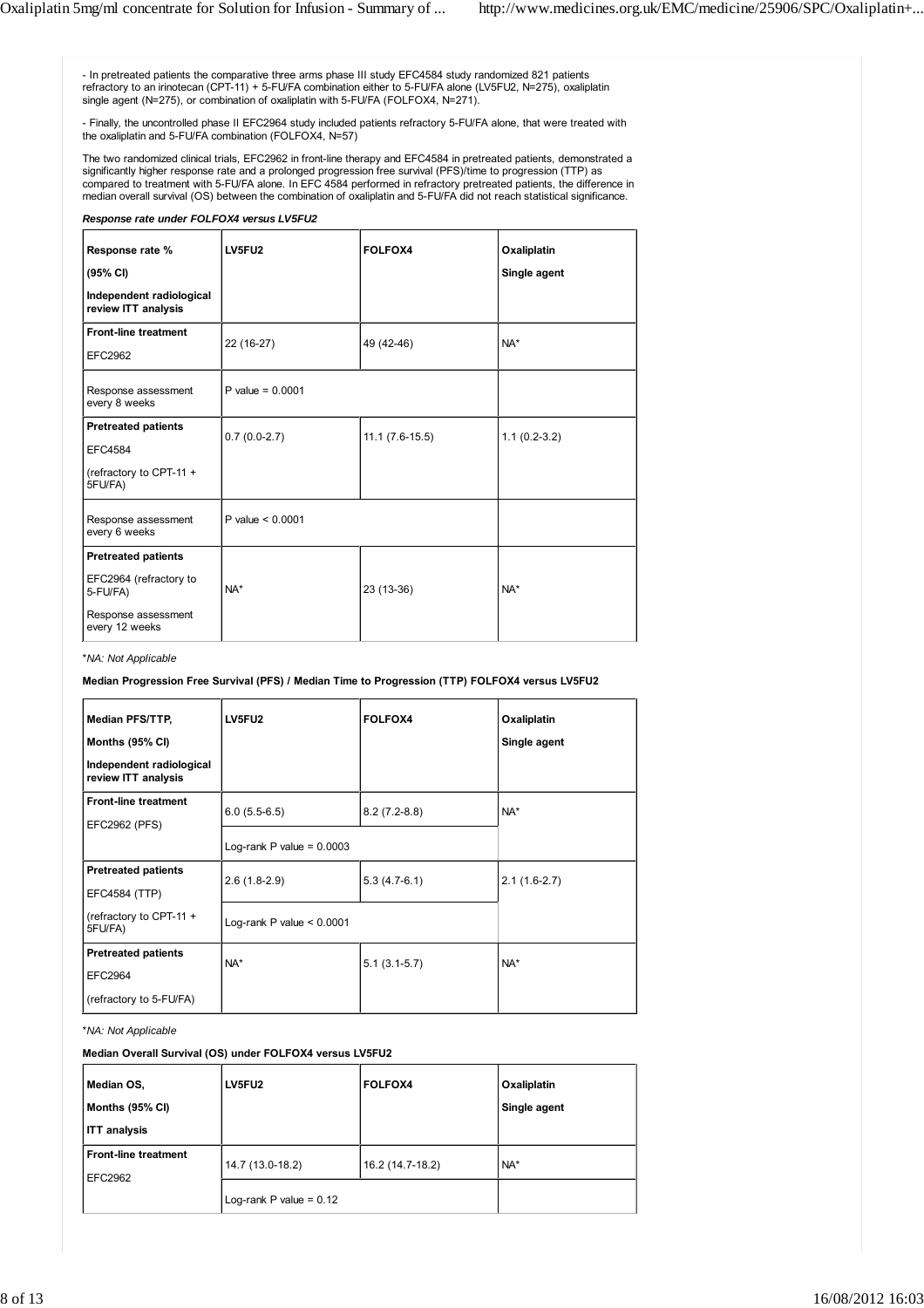- In pretreated patients the comparative three arms phase III study EFC4584 study randomized 821 patients refractory to an irinotecan (CPT-11) + 5-FU/FA combination either to 5-FU/FA alone (LV5FU2, N=275), oxaliplatin single agent (N=275), or combination of oxaliplatin with 5-FU/FA (FOLFOX4, N=271).

- Finally, the uncontrolled phase II EFC2964 study included patients refractory 5-FU/FA alone, that were treated with the oxaliplatin and 5-FU/FA combination (FOLFOX4, N=57)

The two randomized clinical trials, EFC2962 in front-line therapy and EFC4584 in pretreated patients, demonstrated a significantly higher response rate and a prolonged progression free survival (PFS)/time to progression (TTP) as compared to treatment with 5-FU/FA alone. In EFC 4584 performed in refractory pretreated patients, the difference in median overall survival (OS) between the combination of oxaliplatin and 5-FU/FA did not reach statistical significance.

***Response rate under FOLFOX4 versus LV5FU2***

| **Response rate %** **(95% CI)** **Independent radiological review ITT analysis** | **LV5FU2** | **FOLFOX4** | **Oxaliplatin Single agent** |
|---|---|---|---|
| **Front-line treatment** EFC2962 | 22 (16-27) | 49 (42-46) | NA* |
| Response assessment every 8 weeks | P value = 0.0001 | | |
| **Pretreated patients** EFC4584 (refractory to CPT-11 + 5FU/FA) | 0.7 (0.0-2.7) | 11.1 (7.6-15.5) | 1.1 (0.2-3.2) |
| Response assessment every 6 weeks | P value < 0.0001 | | |
| **Pretreated patients** EFC2964 (refractory to 5-FU/FA) Response assessment every 12 weeks | NA* | 23 (13-36) | NA* |

**NA: Not Applicable*

**Median Progression Free Survival (PFS) / Median Time to Progression (TTP) FOLFOX4 versus LV5FU2**

| **Median PFS/TTP,** **Months (95% CI)** **Independent radiological review ITT analysis** | **LV5FU2** | **FOLFOX4** | **Oxaliplatin Single agent** |
|---|---|---|---|
| **Front-line treatment** EFC2962 (PFS) | 6.0 (5.5-6.5) | 8.2 (7.2-8.8) | NA* |
| | Log-rank P value = 0.0003 | | |
| **Pretreated patients** EFC4584 (TTP) (refractory to CPT-11 + 5FU/FA) | 2.6 (1.8-2.9) | 5.3 (4.7-6.1) | 2.1 (1.6-2.7) |
| | Log-rank P value < 0.0001 | | |
| **Pretreated patients** EFC2964 (refractory to 5-FU/FA) | NA* | 5.1 (3.1-5.7) | NA* |

**NA: Not Applicable*

**Median Overall Survival (OS) under FOLFOX4 versus LV5FU2**

| **Median OS,** **Months (95% CI)** **ITT analysis** | **LV5FU2** | **FOLFOX4** | **Oxaliplatin Single agent** |
|---|---|---|---|
| **Front-line treatment** EFC2962 | 14.7 (13.0-18.2) | 16.2 (14.7-18.2) | NA* |
| | Log-rank P value = 0.12 | | |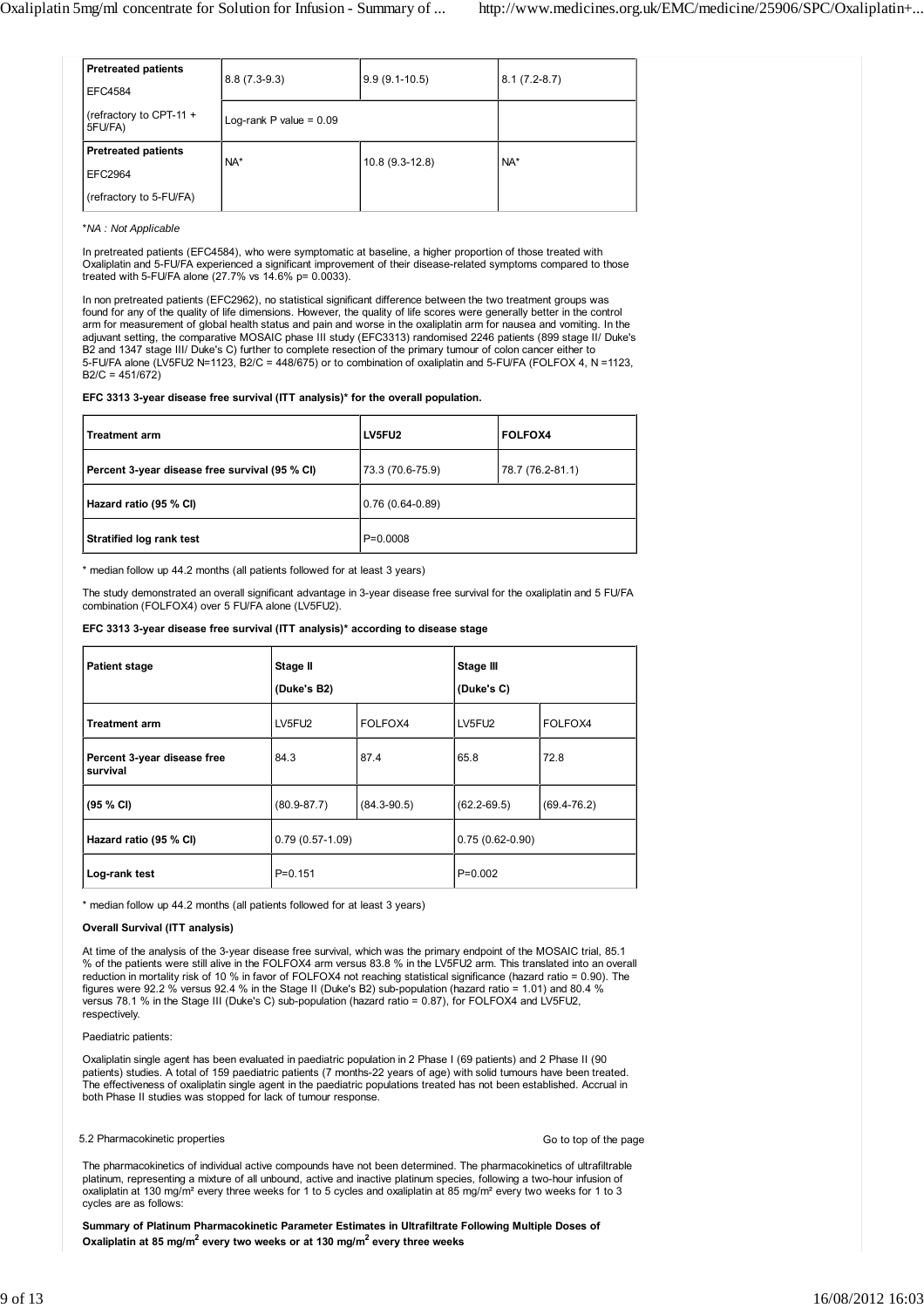| | | | |
|---|---|---|---|
| **Pretreated patients** EFC4584 | 8.8 (7.3-9.3) | 9.9 (9.1-10.5) | 8.1 (7.2-8.7) |
| (refractory to CPT-11 + 5FU/FA) | Log-rank P value = 0.09 | | |
| **Pretreated patients** EFC2964 (refractory to 5-FU/FA) | NA* | 10.8 (9.3-12.8) | NA* |

**NA : Not Applicable*

In pretreated patients (EFC4584), who were symptomatic at baseline, a higher proportion of those treated with Oxaliplatin and 5-FU/FA experienced a significant improvement of their disease-related symptoms compared to those treated with 5-FU/FA alone (27.7% vs 14.6% p= 0.0033).

In non pretreated patients (EFC2962), no statistical significant difference between the two treatment groups was found for any of the quality of life dimensions. However, the quality of life scores were generally better in the control arm for measurement of global health status and pain and worse in the oxaliplatin arm for nausea and vomiting. In the adjuvant setting, the comparative MOSAIC phase III study (EFC3313) randomised 2246 patients (899 stage II/ Duke's B2 and 1347 stage III/ Duke's C) further to complete resection of the primary tumour of colon cancer either to 5-FU/FA alone (LV5FU2 N=1123, B2/C = 448/675) or to combination of oxaliplatin and 5-FU/FA (FOLFOX 4, N =1123, B2/C = 451/672)

**EFC 3313 3-year disease free survival (ITT analysis)* for the overall population.**

| **Treatment arm** | **LV5FU2** | **FOLFOX4** |
|---|---|---|
| **Percent 3-year disease free survival (95 % CI)** | 73.3 (70.6-75.9) | 78.7 (76.2-81.1) |
| **Hazard ratio (95 % CI)** | 0.76 (0.64-0.89) | |
| **Stratified log rank test** | P=0.0008 | |

\* median follow up 44.2 months (all patients followed for at least 3 years)

The study demonstrated an overall significant advantage in 3-year disease free survival for the oxaliplatin and 5 FU/FA combination (FOLFOX4) over 5 FU/FA alone (LV5FU2).

**EFC 3313 3-year disease free survival (ITT analysis)* according to disease stage**

| **Patient stage** | **Stage II (Duke's B2)** | | **Stage III (Duke's C)** | |
|---|---|---|---|---|
| **Treatment arm** | LV5FU2 | FOLFOX4 | LV5FU2 | FOLFOX4 |
| **Percent 3-year disease free survival** | 84.3 | 87.4 | 65.8 | 72.8 |
| **(95 % CI)** | (80.9-87.7) | (84.3-90.5) | (62.2-69.5) | (69.4-76.2) |
| **Hazard ratio (95 % CI)** | 0.79 (0.57-1.09) | | 0.75 (0.62-0.90) | |
| **Log-rank test** | P=0.151 | | P=0.002 | |

\* median follow up 44.2 months (all patients followed for at least 3 years)

**Overall Survival (ITT analysis)**

At time of the analysis of the 3-year disease free survival, which was the primary endpoint of the MOSAIC trial, 85.1 % of the patients were still alive in the FOLFOX4 arm versus 83.8 % in the LV5FU2 arm. This translated into an overall reduction in mortality risk of 10 % in favor of FOLFOX4 not reaching statistical significance (hazard ratio = 0.90). The figures were 92.2 % versus 92.4 % in the Stage II (Duke's B2) sub-population (hazard ratio = 1.01) and 80.4 % versus 78.1 % in the Stage III (Duke's C) sub-population (hazard ratio = 0.87), for FOLFOX4 and LV5FU2, respectively.

Paediatric patients:

Oxaliplatin single agent has been evaluated in paediatric population in 2 Phase I (69 patients) and 2 Phase II (90 patients) studies. A total of 159 paediatric patients (7 months-22 years of age) with solid tumours have been treated. The effectiveness of oxaliplatin single agent in the paediatric populations treated has not been established. Accrual in both Phase II studies was stopped for lack of tumour response.

## 5.2 Pharmacokinetic properties

Go to top of the page

The pharmacokinetics of individual active compounds have not been determined. The pharmacokinetics of ultrafiltrable platinum, representing a mixture of all unbound, active and inactive platinum species, following a two-hour infusion of oxaliplatin at 130 mg/m² every three weeks for 1 to 5 cycles and oxaliplatin at 85 mg/m² every two weeks for 1 to 3 cycles are as follows:

**Summary of Platinum Pharmacokinetic Parameter Estimates in Ultrafiltrate Following Multiple Doses of Oxaliplatin at 85 mg/m² every two weeks or at 130 mg/m² every three weeks**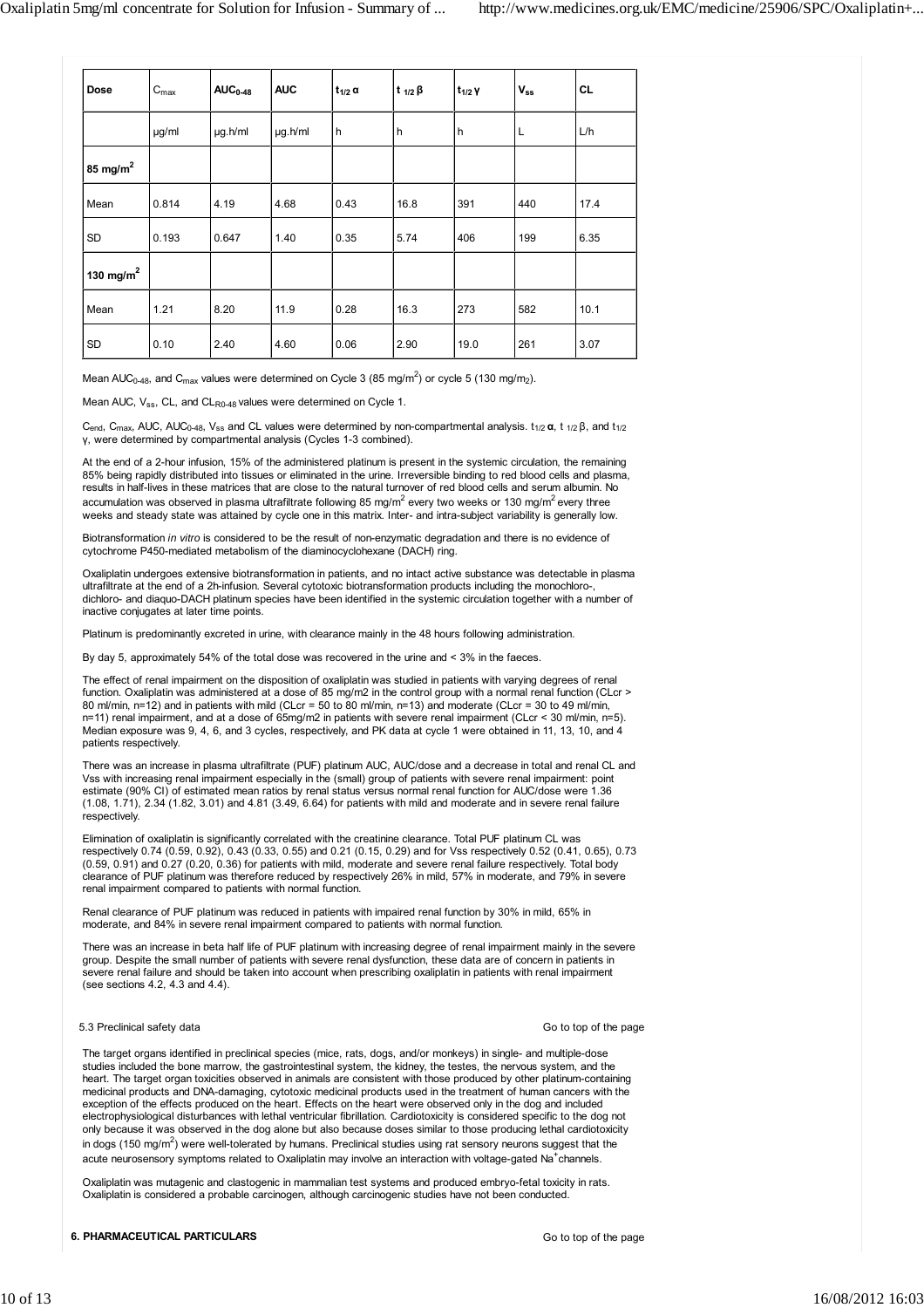| Dose | $C_{max}$ | $AUC_{0-48}$ | AUC | $t_{1/2}\,\alpha$ | $t_{1/2}\,\beta$ | $t_{1/2}\,\gamma$ | $V_{ss}$ | CL |
|---|---|---|---|---|---|---|---|---|
| | µg/ml | µg.h/ml | µg.h/ml | h | h | h | L | L/h |
| **85 mg/m²** | | | | | | | | |
| Mean | 0.814 | 4.19 | 4.68 | 0.43 | 16.8 | 391 | 440 | 17.4 |
| SD | 0.193 | 0.647 | 1.40 | 0.35 | 5.74 | 406 | 199 | 6.35 |
| **130 mg/m²** | | | | | | | | |
| Mean | 1.21 | 8.20 | 11.9 | 0.28 | 16.3 | 273 | 582 | 10.1 |
| SD | 0.10 | 2.40 | 4.60 | 0.06 | 2.90 | 19.0 | 261 | 3.07 |

Mean $AUC_{0-48}$, and $C_{max}$ values were determined on Cycle 3 (85 mg/m²) or cycle 5 (130 mg/m₂).

Mean AUC, $V_{ss}$, CL, and $CL_{R0-48}$ values were determined on Cycle 1.

$C_{end}$, $C_{max}$, AUC, $AUC_{0-48}$, $V_{ss}$ and CL values were determined by non-compartmental analysis. $t_{1/2}\,\alpha$, $t_{1/2}\,\beta$, and $t_{1/2}\,\gamma$, were determined by compartmental analysis (Cycles 1-3 combined).

At the end of a 2-hour infusion, 15% of the administered platinum is present in the systemic circulation, the remaining 85% being rapidly distributed into tissues or eliminated in the urine. Irreversible binding to red blood cells and plasma, results in half-lives in these matrices that are close to the natural turnover of red blood cells and serum albumin. No accumulation was observed in plasma ultrafiltrate following 85 mg/m² every two weeks or 130 mg/m² every three weeks and steady state was attained by cycle one in this matrix. Inter- and intra-subject variability is generally low.

Biotransformation *in vitro* is considered to be the result of non-enzymatic degradation and there is no evidence of cytochrome P450-mediated metabolism of the diaminocyclohexane (DACH) ring.

Oxaliplatin undergoes extensive biotransformation in patients, and no intact active substance was detectable in plasma ultrafiltrate at the end of a 2h-infusion. Several cytotoxic biotransformation products including the monochloro-, dichloro- and diaquo-DACH platinum species have been identified in the systemic circulation together with a number of inactive conjugates at later time points.

Platinum is predominantly excreted in urine, with clearance mainly in the 48 hours following administration.

By day 5, approximately 54% of the total dose was recovered in the urine and < 3% in the faeces.

The effect of renal impairment on the disposition of oxaliplatin was studied in patients with varying degrees of renal function. Oxaliplatin was administered at a dose of 85 mg/m2 in the control group with a normal renal function (CLcr > 80 ml/min, n=12) and in patients with mild (CLcr = 50 to 80 ml/min, n=13) and moderate (CLcr = 30 to 49 ml/min, n=11) renal impairment, and at a dose of 65mg/m2 in patients with severe renal impairment (CLcr < 30 ml/min, n=5). Median exposure was 9, 4, 6, and 3 cycles, respectively, and PK data at cycle 1 were obtained in 11, 13, 10, and 4 patients respectively.

There was an increase in plasma ultrafiltrate (PUF) platinum AUC, AUC/dose and a decrease in total and renal CL and Vss with increasing renal impairment especially in the (small) group of patients with severe renal impairment: point estimate (90% CI) of estimated mean ratios by renal status versus normal renal function for AUC/dose were 1.36 (1.08, 1.71), 2.34 (1.82, 3.01) and 4.81 (3.49, 6.64) for patients with mild and moderate and in severe renal failure respectively.

Elimination of oxaliplatin is significantly correlated with the creatinine clearance. Total PUF platinum CL was respectively 0.74 (0.59, 0.92), 0.43 (0.33, 0.55) and 0.21 (0.15, 0.29) and for Vss respectively 0.52 (0.41, 0.65), 0.73 (0.59, 0.91) and 0.27 (0.20, 0.36) for patients with mild, moderate and severe renal failure respectively. Total body clearance of PUF platinum was therefore reduced by respectively 26% in mild, 57% in moderate, and 79% in severe renal impairment compared to patients with normal function.

Renal clearance of PUF platinum was reduced in patients with impaired renal function by 30% in mild, 65% in moderate, and 84% in severe renal impairment compared to patients with normal function.

There was an increase in beta half life of PUF platinum with increasing degree of renal impairment mainly in the severe group. Despite the small number of patients with severe renal dysfunction, these data are of concern in patients in severe renal failure and should be taken into account when prescribing oxaliplatin in patients with renal impairment (see sections 4.2, 4.3 and 4.4).

### 5.3 Preclinical safety data

The target organs identified in preclinical species (mice, rats, dogs, and/or monkeys) in single- and multiple-dose studies included the bone marrow, the gastrointestinal system, the kidney, the testes, the nervous system, and the heart. The target organ toxicities observed in animals are consistent with those produced by other platinum-containing medicinal products and DNA-damaging, cytotoxic medicinal products used in the treatment of human cancers with the exception of the effects produced on the heart. Effects on the heart were observed only in the dog and included electrophysiological disturbances with lethal ventricular fibrillation. Cardiotoxicity is considered specific to the dog not only because it was observed in the dog alone but also because doses similar to those producing lethal cardiotoxicity in dogs (150 mg/m²) were well-tolerated by humans. Preclinical studies using rat sensory neurons suggest that the acute neurosensory symptoms related to Oxaliplatin may involve an interaction with voltage-gated $Na^+$ channels.

Oxaliplatin was mutagenic and clastogenic in mammalian test systems and produced embryo-fetal toxicity in rats. Oxaliplatin is considered a probable carcinogen, although carcinogenic studies have not been conducted.

## 6. PHARMACEUTICAL PARTICULARS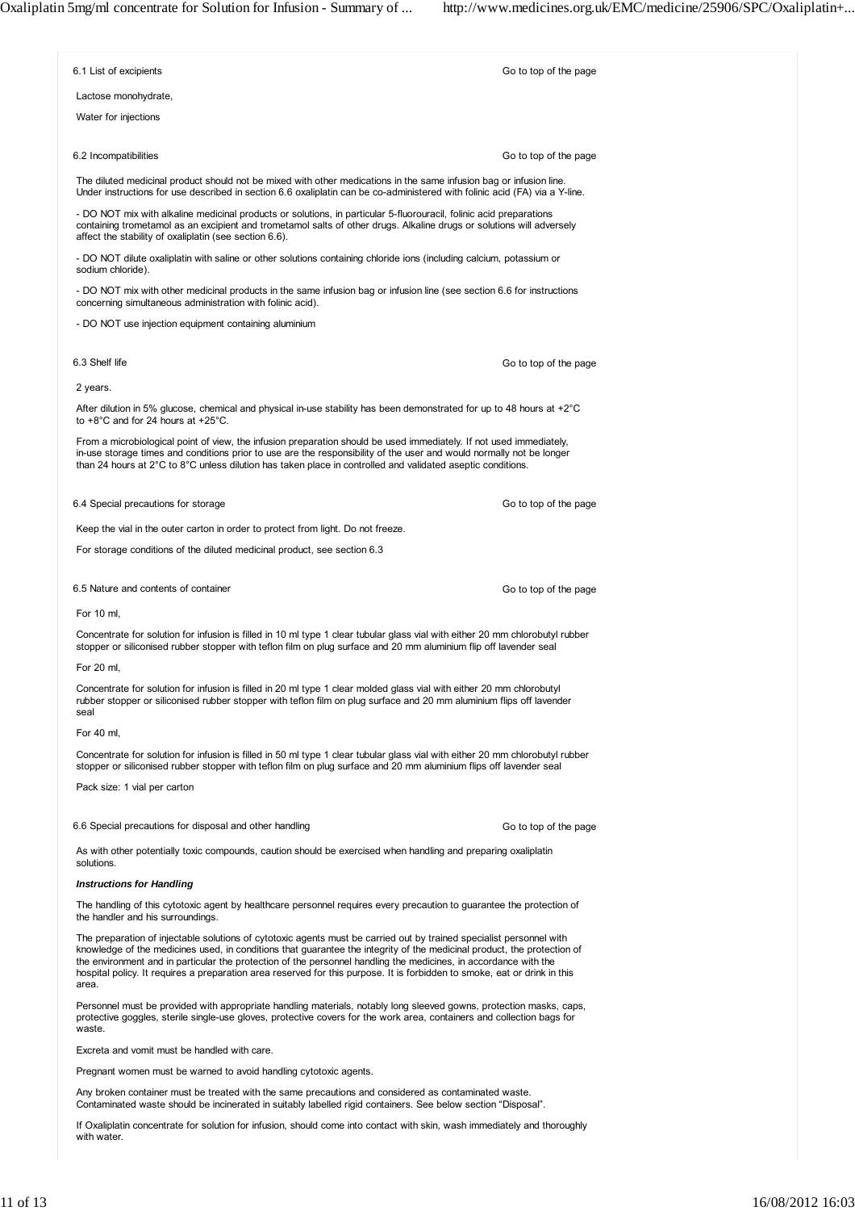## 6.1 List of excipients

Lactose monohydrate,

Water for injections

## 6.2 Incompatibilities

The diluted medicinal product should not be mixed with other medications in the same infusion bag or infusion line. Under instructions for use described in section 6.6 oxaliplatin can be co-administered with folinic acid (FA) via a Y-line.

- DO NOT mix with alkaline medicinal products or solutions, in particular 5-fluorouracil, folinic acid preparations containing trometamol as an excipient and trometamol salts of other drugs. Alkaline drugs or solutions will adversely affect the stability of oxaliplatin (see section 6.6).

- DO NOT dilute oxaliplatin with saline or other solutions containing chloride ions (including calcium, potassium or sodium chloride).

- DO NOT mix with other medicinal products in the same infusion bag or infusion line (see section 6.6 for instructions concerning simultaneous administration with folinic acid).

- DO NOT use injection equipment containing aluminium

## 6.3 Shelf life

2 years.

After dilution in 5% glucose, chemical and physical in-use stability has been demonstrated for up to 48 hours at +2°C to +8°C and for 24 hours at +25°C.

From a microbiological point of view, the infusion preparation should be used immediately. If not used immediately, in-use storage times and conditions prior to use are the responsibility of the user and would normally not be longer than 24 hours at 2°C to 8°C unless dilution has taken place in controlled and validated aseptic conditions.

## 6.4 Special precautions for storage

Keep the vial in the outer carton in order to protect from light. Do not freeze.

For storage conditions of the diluted medicinal product, see section 6.3

## 6.5 Nature and contents of container

For 10 ml,

Concentrate for solution for infusion is filled in 10 ml type 1 clear tubular glass vial with either 20 mm chlorobutyl rubber stopper or siliconised rubber stopper with teflon film on plug surface and 20 mm aluminium flip off lavender seal

For 20 ml,

Concentrate for solution for infusion is filled in 20 ml type 1 clear molded glass vial with either 20 mm chlorobutyl rubber stopper or siliconised rubber stopper with teflon film on plug surface and 20 mm aluminium flips off lavender seal

For 40 ml,

Concentrate for solution for infusion is filled in 50 ml type 1 clear tubular glass vial with either 20 mm chlorobutyl rubber stopper or siliconised rubber stopper with teflon film on plug surface and 20 mm aluminium flips off lavender seal

Pack size: 1 vial per carton

## 6.6 Special precautions for disposal and other handling

As with other potentially toxic compounds, caution should be exercised when handling and preparing oxaliplatin solutions.

***Instructions for Handling***

The handling of this cytotoxic agent by healthcare personnel requires every precaution to guarantee the protection of the handler and his surroundings.

The preparation of injectable solutions of cytotoxic agents must be carried out by trained specialist personnel with knowledge of the medicines used, in conditions that guarantee the integrity of the medicinal product, the protection of the environment and in particular the protection of the personnel handling the medicines, in accordance with the hospital policy. It requires a preparation area reserved for this purpose. It is forbidden to smoke, eat or drink in this area.

Personnel must be provided with appropriate handling materials, notably long sleeved gowns, protection masks, caps, protective goggles, sterile single-use gloves, protective covers for the work area, containers and collection bags for waste.

Excreta and vomit must be handled with care.

Pregnant women must be warned to avoid handling cytotoxic agents.

Any broken container must be treated with the same precautions and considered as contaminated waste. Contaminated waste should be incinerated in suitably labelled rigid containers. See below section "Disposal".

If Oxaliplatin concentrate for solution for infusion, should come into contact with skin, wash immediately and thoroughly with water.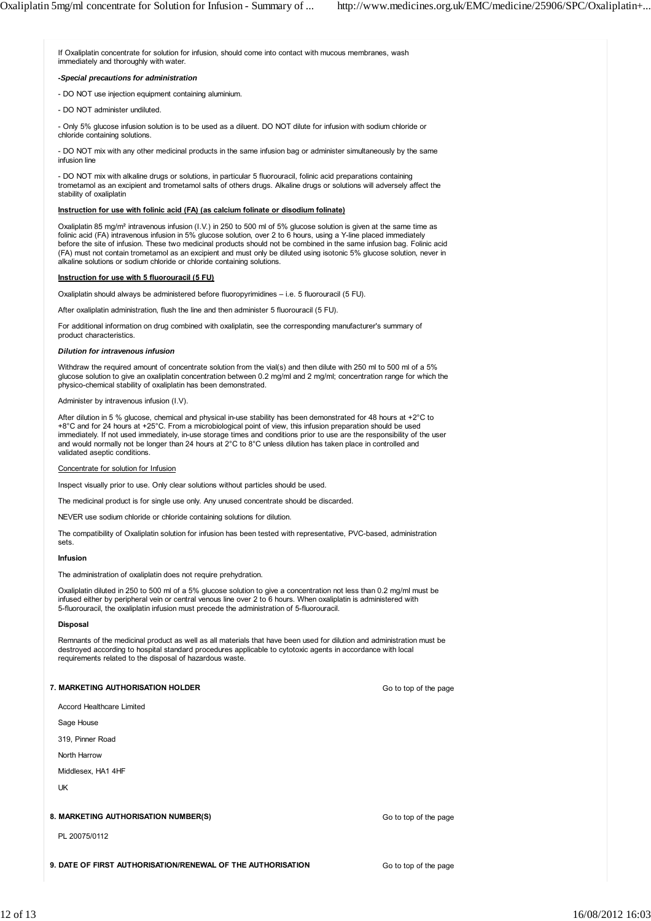If Oxaliplatin concentrate for solution for infusion, should come into contact with mucous membranes, wash immediately and thoroughly with water.

***-Special precautions for administration***

- DO NOT use injection equipment containing aluminium.

- DO NOT administer undiluted.

- Only 5% glucose infusion solution is to be used as a diluent. DO NOT dilute for infusion with sodium chloride or chloride containing solutions.

- DO NOT mix with any other medicinal products in the same infusion bag or administer simultaneously by the same infusion line

- DO NOT mix with alkaline drugs or solutions, in particular 5 fluorouracil, folinic acid preparations containing trometamol as an excipient and trometamol salts of others drugs. Alkaline drugs or solutions will adversely affect the stability of oxaliplatin

**Instruction for use with folinic acid (FA) (as calcium folinate or disodium folinate)**

Oxaliplatin 85 mg/m² intravenous infusion (I.V.) in 250 to 500 ml of 5% glucose solution is given at the same time as folinic acid (FA) intravenous infusion in 5% glucose solution, over 2 to 6 hours, using a Y-line placed immediately before the site of infusion. These two medicinal products should not be combined in the same infusion bag. Folinic acid (FA) must not contain trometamol as an excipient and must only be diluted using isotonic 5% glucose solution, never in alkaline solutions or sodium chloride or chloride containing solutions.

**Instruction for use with 5 fluorouracil (5 FU)**

Oxaliplatin should always be administered before fluoropyrimidines – i.e. 5 fluorouracil (5 FU).

After oxaliplatin administration, flush the line and then administer 5 fluorouracil (5 FU).

For additional information on drug combined with oxaliplatin, see the corresponding manufacturer's summary of product characteristics.

***Dilution for intravenous infusion***

Withdraw the required amount of concentrate solution from the vial(s) and then dilute with 250 ml to 500 ml of a 5% glucose solution to give an oxaliplatin concentration between 0.2 mg/ml and 2 mg/ml; concentration range for which the physico-chemical stability of oxaliplatin has been demonstrated.

Administer by intravenous infusion (I.V).

After dilution in 5 % glucose, chemical and physical in-use stability has been demonstrated for 48 hours at +2°C to +8°C and for 24 hours at +25°C. From a microbiological point of view, this infusion preparation should be used immediately. If not used immediately, in-use storage times and conditions prior to use are the responsibility of the user and would normally not be longer than 24 hours at 2°C to 8°C unless dilution has taken place in controlled and validated aseptic conditions.

Concentrate for solution for Infusion

Inspect visually prior to use. Only clear solutions without particles should be used.

The medicinal product is for single use only. Any unused concentrate should be discarded.

NEVER use sodium chloride or chloride containing solutions for dilution.

The compatibility of Oxaliplatin solution for infusion has been tested with representative, PVC-based, administration sets.

**Infusion**

The administration of oxaliplatin does not require prehydration.

Oxaliplatin diluted in 250 to 500 ml of a 5% glucose solution to give a concentration not less than 0.2 mg/ml must be infused either by peripheral vein or central venous line over 2 to 6 hours. When oxaliplatin is administered with 5-fluorouracil, the oxaliplatin infusion must precede the administration of 5-fluorouracil.

**Disposal**

Remnants of the medicinal product as well as all materials that have been used for dilution and administration must be destroyed according to hospital standard procedures applicable to cytotoxic agents in accordance with local requirements related to the disposal of hazardous waste.

## 7. MARKETING AUTHORISATION HOLDER

Go to top of the page

Accord Healthcare Limited

Sage House

319, Pinner Road

North Harrow

Middlesex, HA1 4HF

UK

## 8. MARKETING AUTHORISATION NUMBER(S)

Go to top of the page

PL 20075/0112

## 9. DATE OF FIRST AUTHORISATION/RENEWAL OF THE AUTHORISATION

Go to top of the page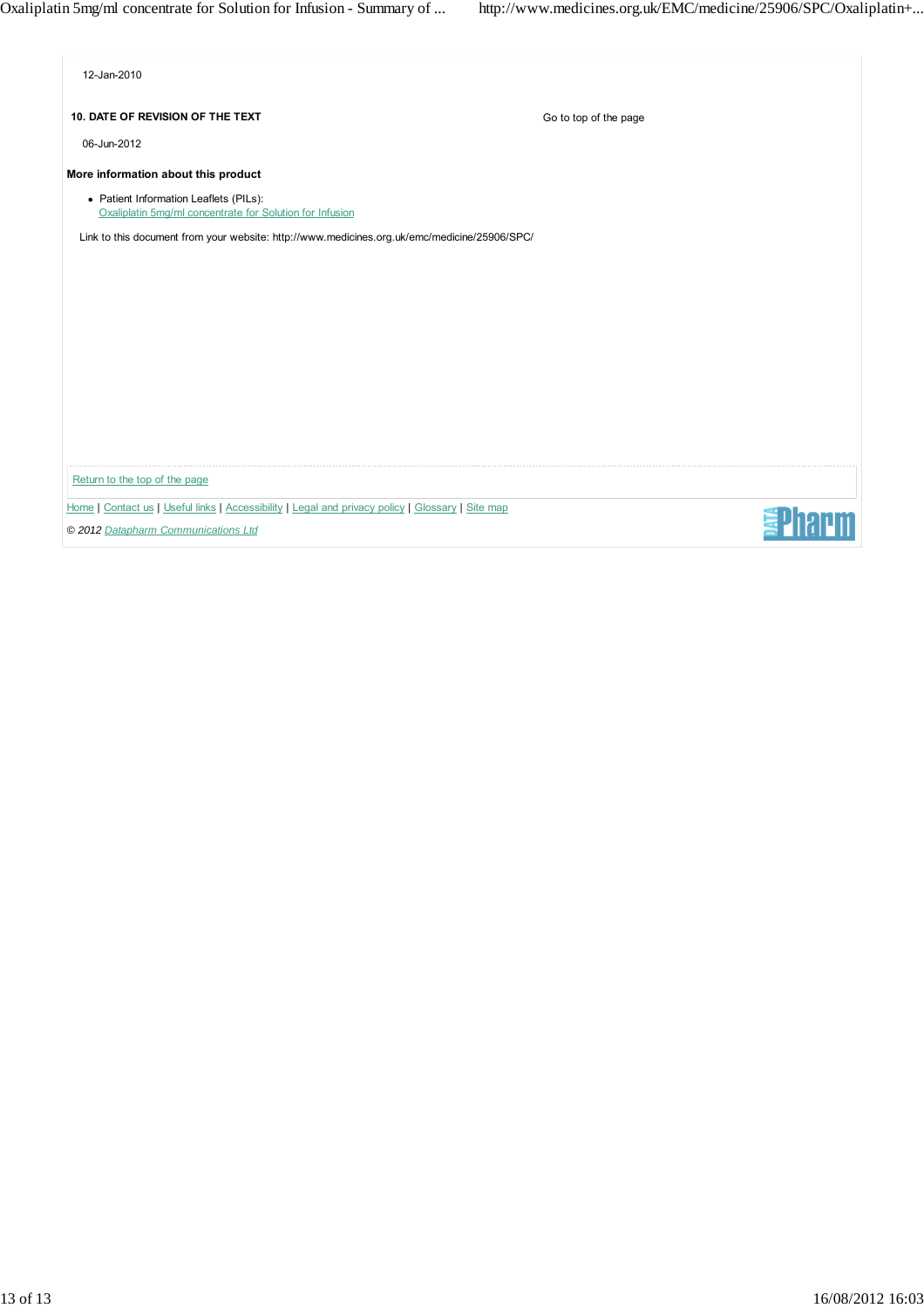12-Jan-2010

### 10. DATE OF REVISION OF THE TEXT

Go to top of the page

06-Jun-2012

**More information about this product**

- Patient Information Leaflets (PILs):
  Oxaliplatin 5mg/ml concentrate for Solution for Infusion

Link to this document from your website: http://www.medicines.org.uk/emc/medicine/25906/SPC/

Return to the top of the page

Home | Contact us | Useful links | Accessibility | Legal and privacy policy | Glossary | Site map

*© 2012 Datapharm Communications Ltd*